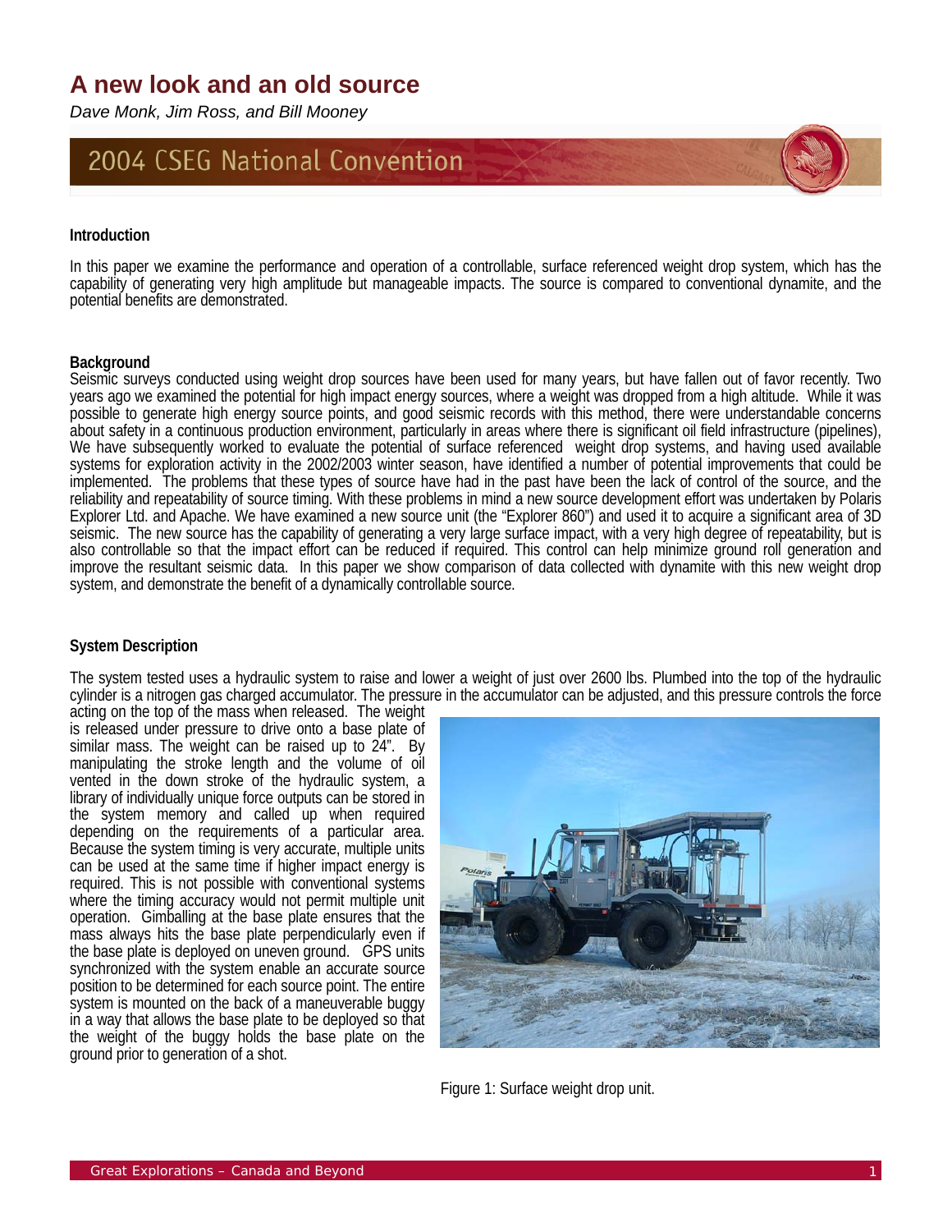# A new look and an old source

*Dave Monk, Jim Ross, and Bill Mooney*

2004 CSEG National Convention

## Introduction

In this paper we examine the performance and operation of a controllable, surface referenced weight drop system, which has the capability of generating very high amplitude but manageable impacts. The source is compared to conventional dynamite, and the potential benefits are demonstrated.

## Background

Seismic surveys conducted using weight drop sources have been used for many years, but have fallen out of favor recently. Two years ago we examined the potential for high impact energy sources, where a weight was dropped from a high altitude. While it was possible to generate high energy source points, and good seismic records with this method, there were understandable concerns about safety in a continuous production environment, particularly in areas where there is significant oil field infrastructure (pipelines), We have subsequently worked to evaluate the potential of surface referenced weight drop systems, and having used available systems for exploration activity in the 2002/2003 winter season, have identified a number of potential improvements that could be implemented. The problems that these types of source have had in the past have been the lack of control of the source, and the reliability and repeatability of source timing. With these problems in mind a new source development effort was undertaken by Polaris Explorer Ltd. and Apache. We have examined a new source unit (the "Explorer 860") and used it to acquire a significant area of 3D seismic. The new source has the capability of generating a very large surface impact, with a very high degree of repeatability, but is also controllable so that the impact effort can be reduced if required. This control can help minimize ground roll generation and improve the resultant seismic data. In this paper we show comparison of data collected with dynamite with this new weight drop system, and demonstrate the benefit of a dynamically controllable source.

## System Description

The system tested uses a hydraulic system to raise and lower a weight of just over 2600 lbs. Plumbed into the top of the hydraulic cylinder is a nitrogen gas charged accumulator. The pressure in the accumulator can be adjusted, and this pressure controls the force acting on the top of the mass when released. The weight is released under pressure to drive onto a base plate of similar mass. The weight can be raised up to 24". By manipulating the stroke length and the volume of oil vented in the down stroke of the hydraulic system, a library of individually unique force outputs can be stored in the system memory and called up when required depending on the requirements of a particular area. Because the system timing is very accurate, multiple units can be used at the same time if higher impact energy is required. This is not possible with conventional systems where the timing accuracy would not permit multiple unit operation. Gimballing at the base plate ensures that the mass always hits the base plate perpendicularly even if the base plate is deployed on uneven ground. GPS units synchronized with the system enable an accurate source position to be determined for each source point. The entire system is mounted on the back of a maneuverable buggy in a way that allows the base plate to be deployed so that the weight of the buggy holds the base plate on the ground prior to generation of a shot.

Figure 1: Surface weight drop unit.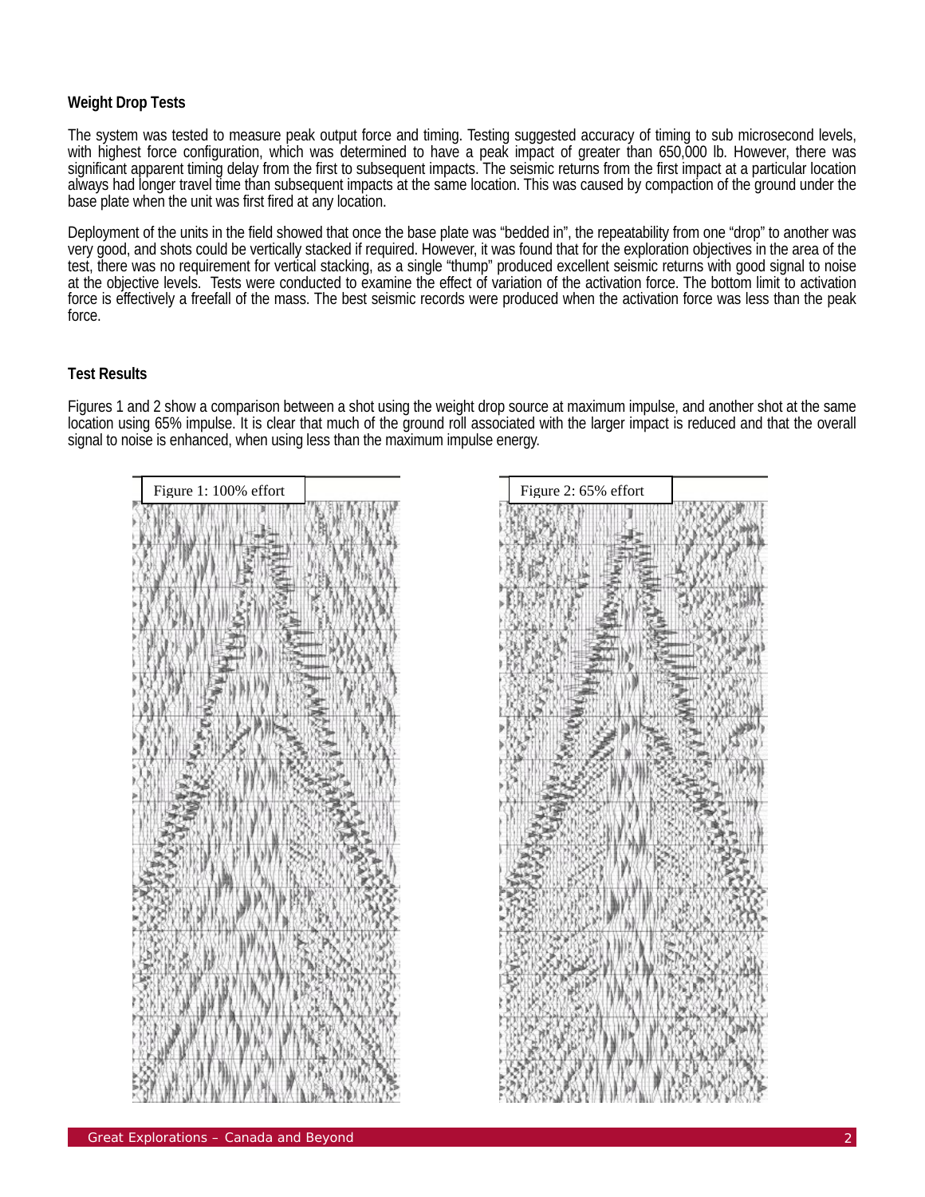**Weight Drop Tests**

The system was tested to measure peak output force and timing. Testing suggested accuracy of timing to sub microsecond levels, with highest force configuration, which was determined to have a peak impact of greater than 650,000 lb. However, there was significant apparent timing delay from the first to subsequent impacts. The seismic returns from the first impact at a particular location always had longer travel time than subsequent impacts at the same location. This was caused by compaction of the ground under the base plate when the unit was first fired at any location.

Deployment of the units in the field showed that once the base plate was "bedded in", the repeatability from one "drop" to another was very good, and shots could be vertically stacked if required. However, it was found that for the exploration objectives in the area of the test, there was no requirement for vertical stacking, as a single "thump" produced excellent seismic returns with good signal to noise at the objective levels. Tests were conducted to examine the effect of variation of the activation force. The bottom limit to activation force is effectively a freefall of the mass. The best seismic records were produced when the activation force was less than the peak force.

**Test Results**

Figures 1 and 2 show a comparison between a shot using the weight drop source at maximum impulse, and another shot at the same location using 65% impulse. It is clear that much of the ground roll associated with the larger impact is reduced and that the overall signal to noise is enhanced, when using less than the maximum impulse energy.

Figure 1: 100% effort

Figure 2: 65% effort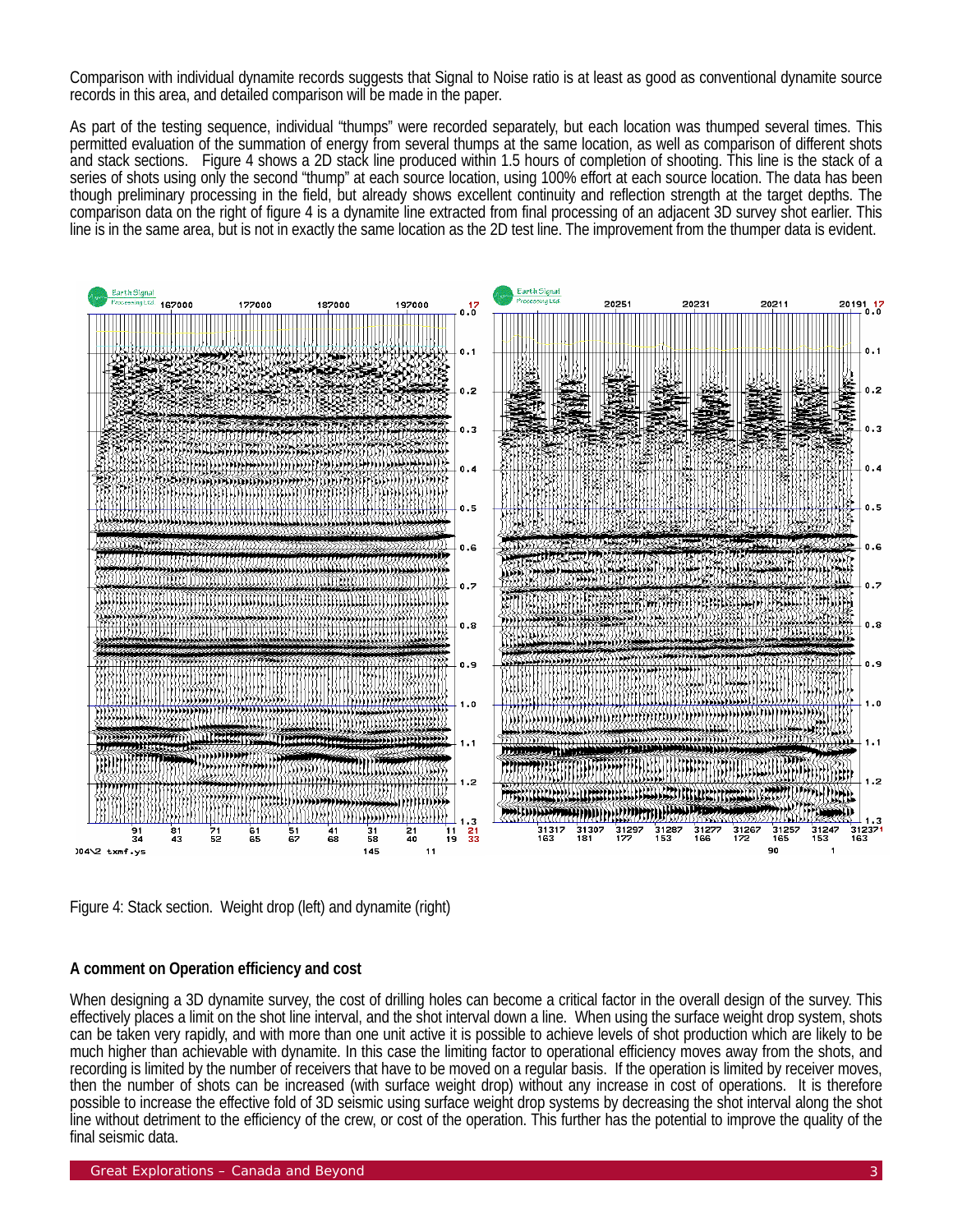Comparison with individual dynamite records suggests that Signal to Noise ratio is at least as good as conventional dynamite source records in this area, and detailed comparison will be made in the paper.

As part of the testing sequence, individual "thumps" were recorded separately, but each location was thumped several times. This permitted evaluation of the summation of energy from several thumps at the same location, as well as comparison of different shots and stack sections. Figure 4 shows a 2D stack line produced within 1.5 hours of completion of shooting. This line is the stack of a series of shots using only the second "thump" at each source location, using 100% effort at each source location. The data has been though preliminary processing in the field, but already shows excellent continuity and reflection strength at the target depths. The comparison data on the right of figure 4 is a dynamite line extracted from final processing of an adjacent 3D survey shot earlier. This line is in the same area, but is not in exactly the same location as the 2D test line. The improvement from the thumper data is evident.

Figure 4: Stack section. Weight drop (left) and dynamite (right)

**A comment on Operation efficiency and cost**

When designing a 3D dynamite survey, the cost of drilling holes can become a critical factor in the overall design of the survey. This effectively places a limit on the shot line interval, and the shot interval down a line. When using the surface weight drop system, shots can be taken very rapidly, and with more than one unit active it is possible to achieve levels of shot production which are likely to be much higher than achievable with dynamite. In this case the limiting factor to operational efficiency moves away from the shots, and recording is limited by the number of receivers that have to be moved on a regular basis. If the operation is limited by receiver moves, then the number of shots can be increased (with surface weight drop) without any increase in cost of operations. It is therefore possible to increase the effective fold of 3D seismic using surface weight drop systems by decreasing the shot interval along the shot line without detriment to the efficiency of the crew, or cost of the operation. This further has the potential to improve the quality of the final seismic data.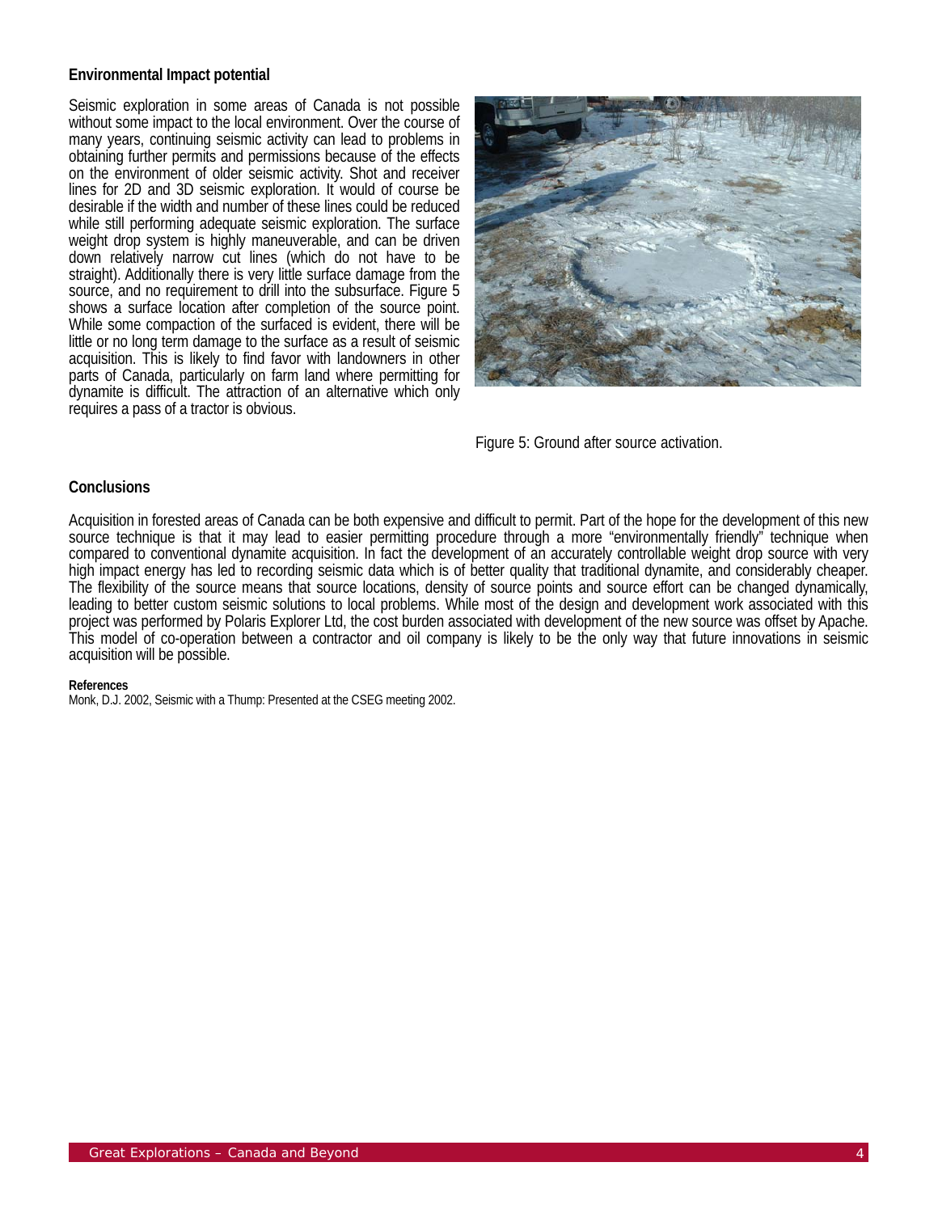### Environmental Impact potential

Seismic exploration in some areas of Canada is not possible without some impact to the local environment. Over the course of many years, continuing seismic activity can lead to problems in obtaining further permits and permissions because of the effects on the environment of older seismic activity. Shot and receiver lines for 2D and 3D seismic exploration. It would of course be desirable if the width and number of these lines could be reduced while still performing adequate seismic exploration. The surface weight drop system is highly maneuverable, and can be driven down relatively narrow cut lines (which do not have to be straight). Additionally there is very little surface damage from the source, and no requirement to drill into the subsurface. Figure 5 shows a surface location after completion of the source point. While some compaction of the surfaced is evident, there will be little or no long term damage to the surface as a result of seismic acquisition. This is likely to find favor with landowners in other parts of Canada, particularly on farm land where permitting for dynamite is difficult. The attraction of an alternative which only requires a pass of a tractor is obvious.

Figure 5: Ground after source activation.

### Conclusions

Acquisition in forested areas of Canada can be both expensive and difficult to permit. Part of the hope for the development of this new source technique is that it may lead to easier permitting procedure through a more "environmentally friendly" technique when compared to conventional dynamite acquisition. In fact the development of an accurately controllable weight drop source with very high impact energy has led to recording seismic data which is of better quality that traditional dynamite, and considerably cheaper. The flexibility of the source means that source locations, density of source points and source effort can be changed dynamically, leading to better custom seismic solutions to local problems. While most of the design and development work associated with this project was performed by Polaris Explorer Ltd, the cost burden associated with development of the new source was offset by Apache. This model of co-operation between a contractor and oil company is likely to be the only way that future innovations in seismic acquisition will be possible.

**References**

Monk, D.J. 2002, Seismic with a Thump: Presented at the CSEG meeting 2002.